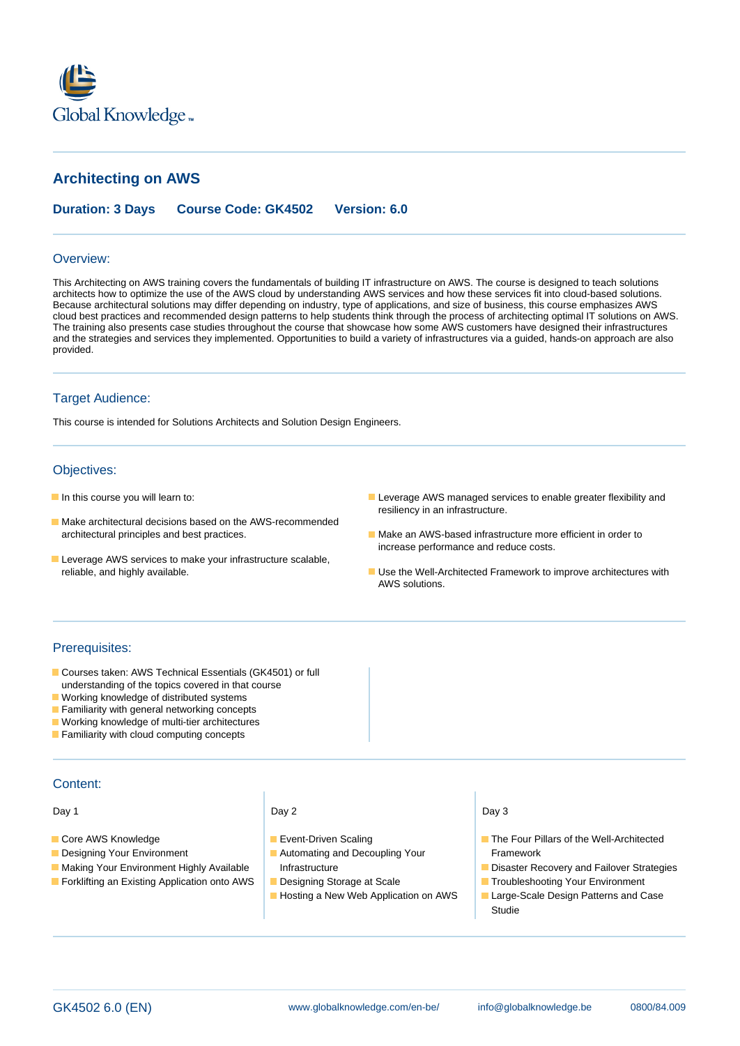Global Knowledge

# Architecting on AWS

**Duration: 3 Days Course Code: GK4502 Version: 6.0**

## Overview:

This Architecting on AWS training covers the fundamentals of building IT infrastructure on AWS. The course is designed to teach solutions architects how to optimize the use of the AWS cloud by understanding AWS services and how these services fit into cloud-based solutions. Because architectural solutions may differ depending on industry, type of applications, and size of business, this course emphasizes AWS cloud best practices and recommended design patterns to help students think through the process of architecting optimal IT solutions on AWS. The training also presents case studies throughout the course that showcase how some AWS customers have designed their infrastructures and the strategies and services they implemented. Opportunities to build a variety of infrastructures via a guided, hands-on approach are also provided.

## Target Audience:

This course is intended for Solutions Architects and Solution Design Engineers.

## Objectives:

- In this course you will learn to:
- Make architectural decisions based on the AWS-recommended architectural principles and best practices.
- Leverage AWS services to make your infrastructure scalable, reliable, and highly available.
- Leverage AWS managed services to enable greater flexibility and resiliency in an infrastructure.
- Make an AWS-based infrastructure more efficient in order to increase performance and reduce costs.
- Use the Well-Architected Framework to improve architectures with AWS solutions.

## Prerequisites:

- Courses taken: AWS Technical Essentials (GK4501) or full understanding of the topics covered in that course
- Working knowledge of distributed systems
- Familiarity with general networking concepts
- Working knowledge of multi-tier architectures
- Familiarity with cloud computing concepts

## Content:

Day 1

- Core AWS Knowledge
- Designing Your Environment
- Making Your Environment Highly Available
- Forklifting an Existing Application onto AWS

Day 2

- Event-Driven Scaling
- Automating and Decoupling Your Infrastructure
- Designing Storage at Scale
- Hosting a New Web Application on AWS

Day 3

- The Four Pillars of the Well-Architected Framework
- Disaster Recovery and Failover Strategies
- Troubleshooting Your Environment
- Large-Scale Design Patterns and Case Studie

GK4502 6.0 (EN) www.globalknowledge.com/en-be/ info@globalknowledge.be 0800/84.009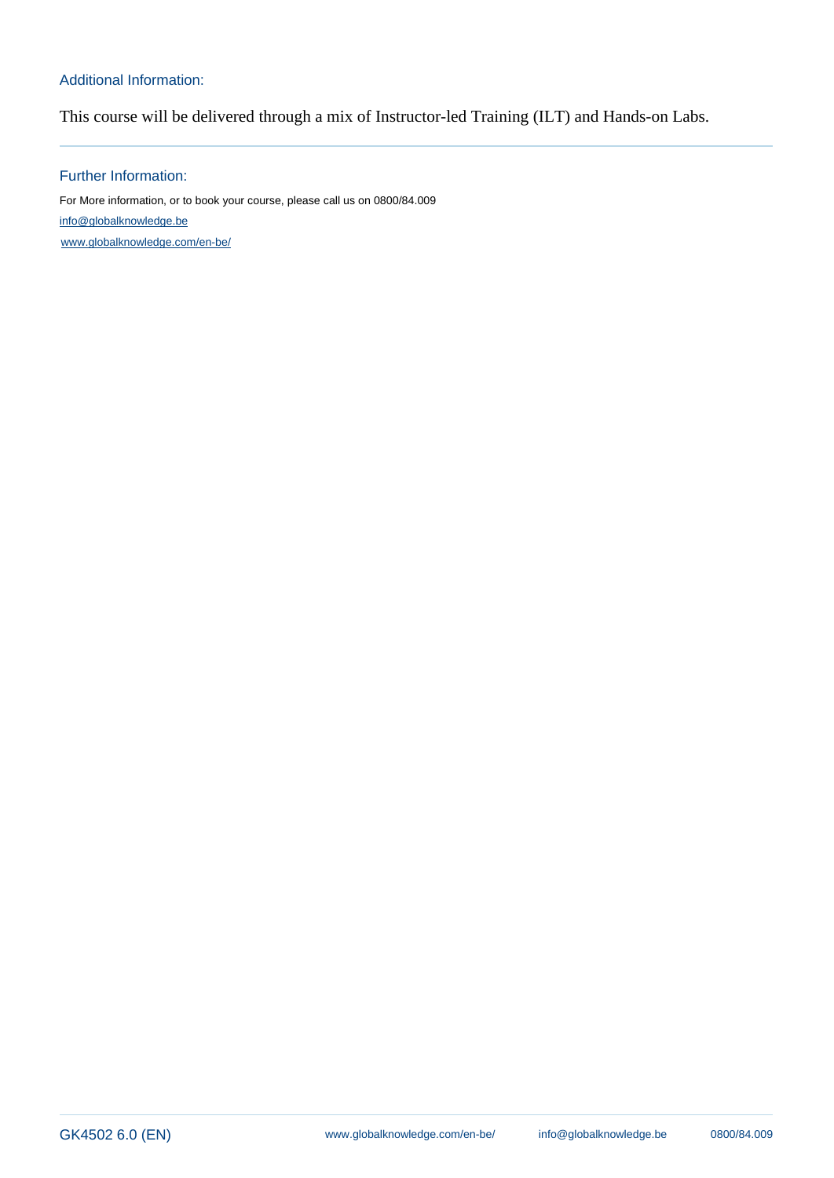### Additional Information:

This course will be delivered through a mix of Instructor-led Training (ILT) and Hands-on Labs.

### Further Information:

For More information, or to book your course, please call us on 0800/84.009

info@globalknowledge.be

www.globalknowledge.com/en-be/